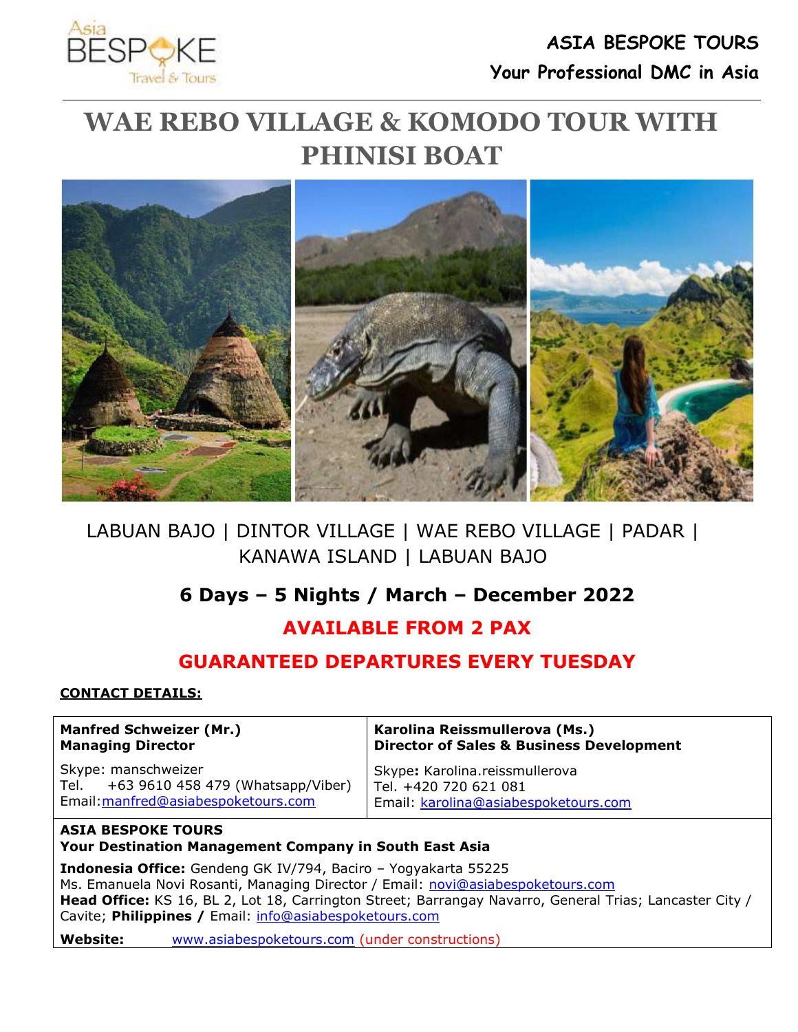**ASIA BESPOKE TOURS**

**Your Professional DMC in Asia**

# WAE REBO VILLAGE & KOMODO TOUR WITH PHINISI BOAT

LABUAN BAJO | DINTOR VILLAGE | WAE REBO VILLAGE | PADAR | KANAWA ISLAND | LABUAN BAJO

## 6 Days – 5 Nights / March – December 2022

## AVAILABLE FROM 2 PAX

## GUARANTEED DEPARTURES EVERY TUESDAY

**CONTACT DETAILS:**

| **Manfred Schweizer (Mr.)**<br>**Managing Director** | **Karolina Reissmullerova (Ms.)**<br>**Director of Sales & Business Development** |
|---|---|
| Skype: manschweizer<br>Tel. +63 9610 458 479 (Whatsapp/Viber)<br>Email: manfred@asiabespoketours.com | Skype: Karolina.reissmullerova<br>Tel. +420 720 621 081<br>Email: karolina@asiabespoketours.com |

**ASIA BESPOKE TOURS**
**Your Destination Management Company in South East Asia**

**Indonesia Office:** Gendeng GK IV/794, Baciro – Yogyakarta 55225
Ms. Emanuela Novi Rosanti, Managing Director / Email: novi@asiabespoketours.com
**Head Office:** KS 16, BL 2, Lot 18, Carrington Street; Barrangay Navarro, General Trias; Lancaster City / Cavite; **Philippines /** Email: info@asiabespoketours.com

**Website:** www.asiabespoketours.com (under constructions)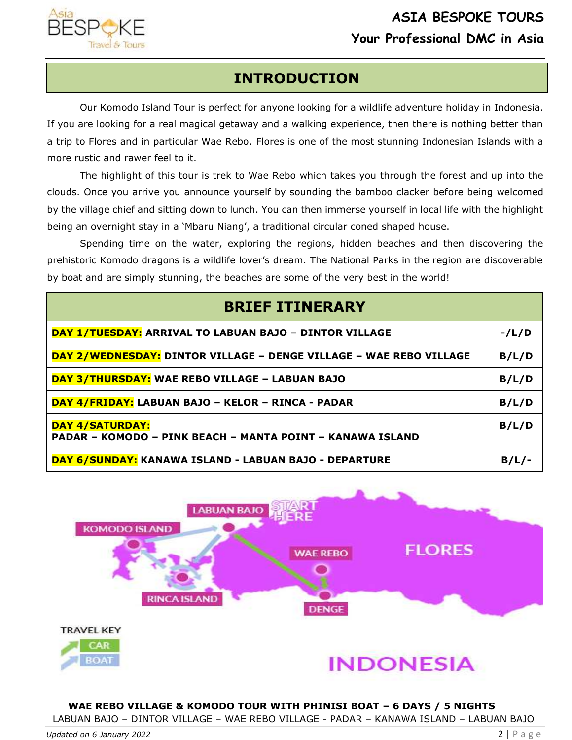## INTRODUCTION

Our Komodo Island Tour is perfect for anyone looking for a wildlife adventure holiday in Indonesia. If you are looking for a real magical getaway and a walking experience, then there is nothing better than a trip to Flores and in particular Wae Rebo. Flores is one of the most stunning Indonesian Islands with a more rustic and rawer feel to it.

The highlight of this tour is trek to Wae Rebo which takes you through the forest and up into the clouds. Once you arrive you announce yourself by sounding the bamboo clacker before being welcomed by the village chief and sitting down to lunch. You can then immerse yourself in local life with the highlight being an overnight stay in a 'Mbaru Niang', a traditional circular coned shaped house.

Spending time on the water, exploring the regions, hidden beaches and then discovering the prehistoric Komodo dragons is a wildlife lover's dream. The National Parks in the region are discoverable by boat and are simply stunning, the beaches are some of the very best in the world!

## BRIEF ITINERARY

| Itinerary | Meals |
|---|---|
| **DAY 1/TUESDAY: ARRIVAL TO LABUAN BAJO – DINTOR VILLAGE** | **-/L/D** |
| **DAY 2/WEDNESDAY: DINTOR VILLAGE – DENGE VILLAGE – WAE REBO VILLAGE** | **B/L/D** |
| **DAY 3/THURSDAY: WAE REBO VILLAGE – LABUAN BAJO** | **B/L/D** |
| **DAY 4/FRIDAY: LABUAN BAJO – KELOR – RINCA - PADAR** | **B/L/D** |
| **DAY 4/SATURDAY: PADAR – KOMODO – PINK BEACH – MANTA POINT – KANAWA ISLAND** | **B/L/D** |
| **DAY 6/SUNDAY: KANAWA ISLAND - LABUAN BAJO - DEPARTURE** | **B/L/-** |

LABUAN BAJO · START HERE · KOMODO ISLAND · WAE REBO · FLORES · RINCA ISLAND · DENGE

TRAVEL KEY: CAR · BOAT

INDONESIA

**WAE REBO VILLAGE & KOMODO TOUR WITH PHINISI BOAT – 6 DAYS / 5 NIGHTS**

LABUAN BAJO – DINTOR VILLAGE – WAE REBO VILLAGE - PADAR – KANAWA ISLAND – LABUAN BAJO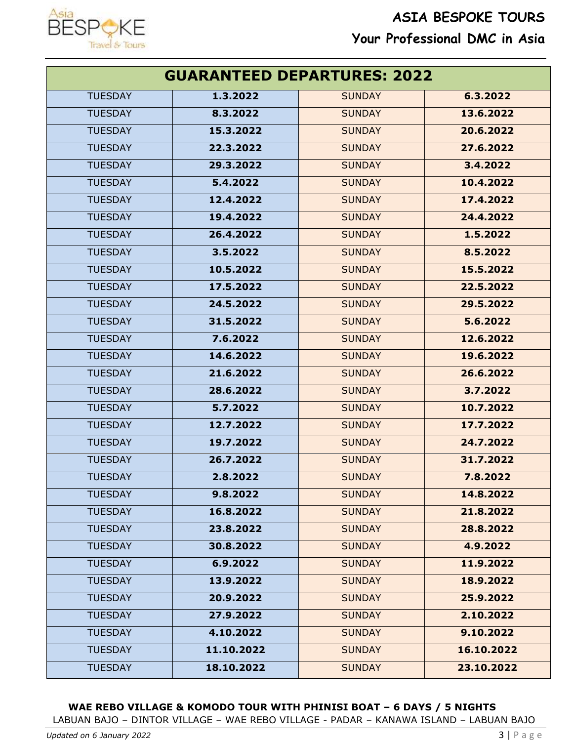| GUARANTEED DEPARTURES: 2022 | | | |
|---|---|---|---|
| TUESDAY | **1.3.2022** | SUNDAY | **6.3.2022** |
| TUESDAY | **8.3.2022** | SUNDAY | **13.6.2022** |
| TUESDAY | **15.3.2022** | SUNDAY | **20.6.2022** |
| TUESDAY | **22.3.2022** | SUNDAY | **27.6.2022** |
| TUESDAY | **29.3.2022** | SUNDAY | **3.4.2022** |
| TUESDAY | **5.4.2022** | SUNDAY | **10.4.2022** |
| TUESDAY | **12.4.2022** | SUNDAY | **17.4.2022** |
| TUESDAY | **19.4.2022** | SUNDAY | **24.4.2022** |
| TUESDAY | **26.4.2022** | SUNDAY | **1.5.2022** |
| TUESDAY | **3.5.2022** | SUNDAY | **8.5.2022** |
| TUESDAY | **10.5.2022** | SUNDAY | **15.5.2022** |
| TUESDAY | **17.5.2022** | SUNDAY | **22.5.2022** |
| TUESDAY | **24.5.2022** | SUNDAY | **29.5.2022** |
| TUESDAY | **31.5.2022** | SUNDAY | **5.6.2022** |
| TUESDAY | **7.6.2022** | SUNDAY | **12.6.2022** |
| TUESDAY | **14.6.2022** | SUNDAY | **19.6.2022** |
| TUESDAY | **21.6.2022** | SUNDAY | **26.6.2022** |
| TUESDAY | **28.6.2022** | SUNDAY | **3.7.2022** |
| TUESDAY | **5.7.2022** | SUNDAY | **10.7.2022** |
| TUESDAY | **12.7.2022** | SUNDAY | **17.7.2022** |
| TUESDAY | **19.7.2022** | SUNDAY | **24.7.2022** |
| TUESDAY | **26.7.2022** | SUNDAY | **31.7.2022** |
| TUESDAY | **2.8.2022** | SUNDAY | **7.8.2022** |
| TUESDAY | **9.8.2022** | SUNDAY | **14.8.2022** |
| TUESDAY | **16.8.2022** | SUNDAY | **21.8.2022** |
| TUESDAY | **23.8.2022** | SUNDAY | **28.8.2022** |
| TUESDAY | **30.8.2022** | SUNDAY | **4.9.2022** |
| TUESDAY | **6.9.2022** | SUNDAY | **11.9.2022** |
| TUESDAY | **13.9.2022** | SUNDAY | **18.9.2022** |
| TUESDAY | **20.9.2022** | SUNDAY | **25.9.2022** |
| TUESDAY | **27.9.2022** | SUNDAY | **2.10.2022** |
| TUESDAY | **4.10.2022** | SUNDAY | **9.10.2022** |
| TUESDAY | **11.10.2022** | SUNDAY | **16.10.2022** |
| TUESDAY | **18.10.2022** | SUNDAY | **23.10.2022** |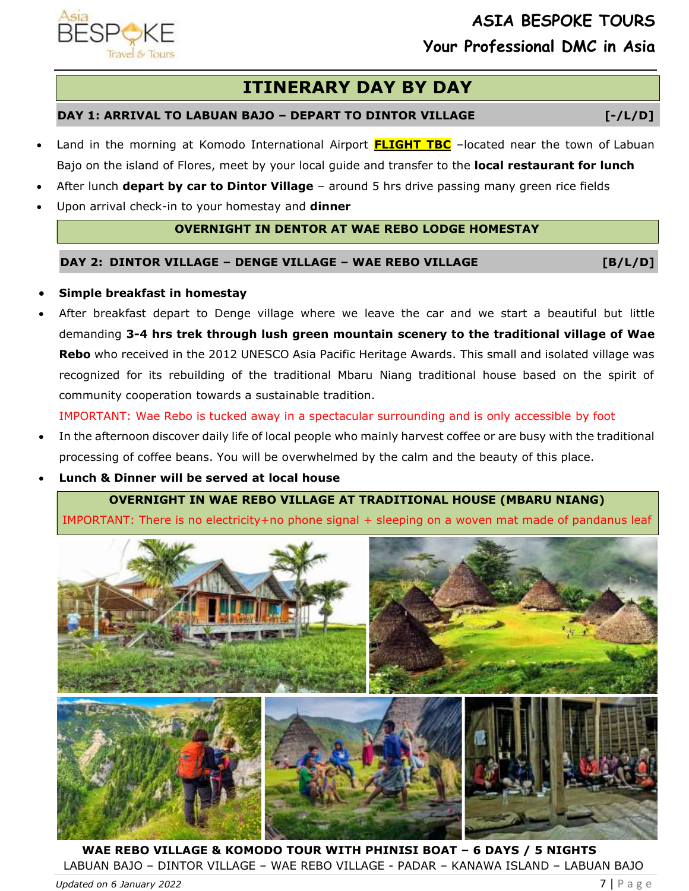## ITINERARY DAY BY DAY

### DAY 1: ARRIVAL TO LABUAN BAJO – DEPART TO DINTOR VILLAGE [-/L/D]

- Land in the morning at Komodo International Airport **FLIGHT TBC** –located near the town of Labuan Bajo on the island of Flores, meet by your local guide and transfer to the **local restaurant for lunch**
- After lunch **depart by car to Dintor Village** – around 5 hrs drive passing many green rice fields
- Upon arrival check-in to your homestay and **dinner**

**OVERNIGHT IN DENTOR AT WAE REBO LODGE HOMESTAY**

### DAY 2: DINTOR VILLAGE – DENGE VILLAGE – WAE REBO VILLAGE [B/L/D]

- **Simple breakfast in homestay**
- After breakfast depart to Denge village where we leave the car and we start a beautiful but little demanding **3-4 hrs trek through lush green mountain scenery to the traditional village of Wae Rebo** who received in the 2012 UNESCO Asia Pacific Heritage Awards. This small and isolated village was recognized for its rebuilding of the traditional Mbaru Niang traditional house based on the spirit of community cooperation towards a sustainable tradition.

  IMPORTANT: Wae Rebo is tucked away in a spectacular surrounding and is only accessible by foot
- In the afternoon discover daily life of local people who mainly harvest coffee or are busy with the traditional processing of coffee beans. You will be overwhelmed by the calm and the beauty of this place.
- **Lunch & Dinner will be served at local house**

**OVERNIGHT IN WAE REBO VILLAGE AT TRADITIONAL HOUSE (MBARU NIANG)**

IMPORTANT: There is no electricity+no phone signal + sleeping on a woven mat made of pandanus leaf

**WAE REBO VILLAGE & KOMODO TOUR WITH PHINISI BOAT – 6 DAYS / 5 NIGHTS**

LABUAN BAJO – DINTOR VILLAGE – WAE REBO VILLAGE - PADAR – KANAWA ISLAND – LABUAN BAJO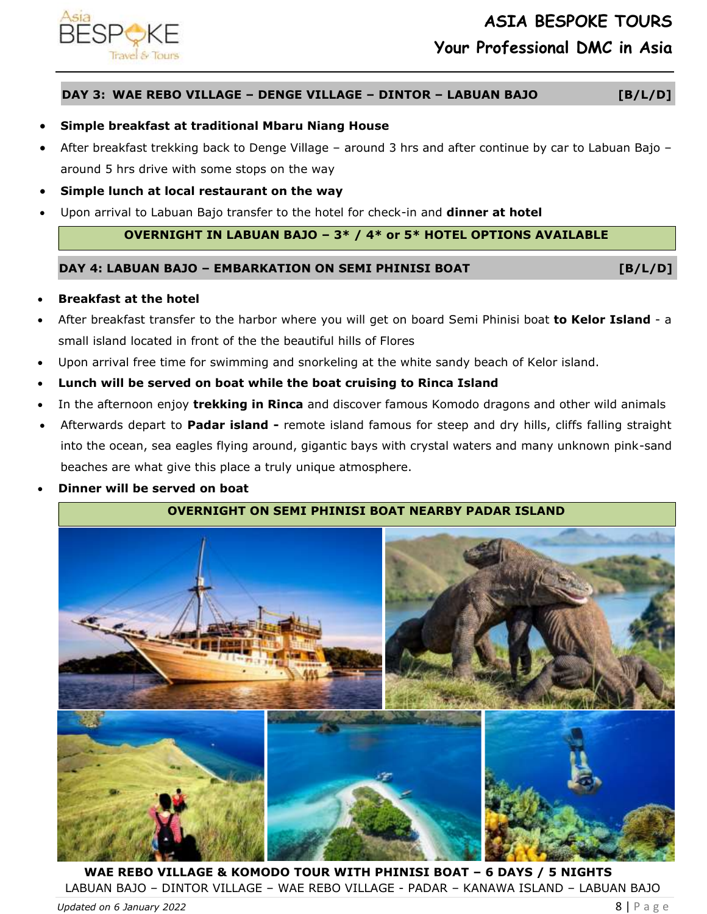## DAY 3: WAE REBO VILLAGE – DENGE VILLAGE – DINTOR – LABUAN BAJO [B/L/D]

- **Simple breakfast at traditional Mbaru Niang House**
- After breakfast trekking back to Denge Village – around 3 hrs and after continue by car to Labuan Bajo – around 5 hrs drive with some stops on the way
- **Simple lunch at local restaurant on the way**
- Upon arrival to Labuan Bajo transfer to the hotel for check-in and **dinner at hotel**

**OVERNIGHT IN LABUAN BAJO – 3* / 4* or 5* HOTEL OPTIONS AVAILABLE**

## DAY 4: LABUAN BAJO – EMBARKATION ON SEMI PHINISI BOAT [B/L/D]

- **Breakfast at the hotel**
- After breakfast transfer to the harbor where you will get on board Semi Phinisi boat **to Kelor Island** - a small island located in front of the the beautiful hills of Flores
- Upon arrival free time for swimming and snorkeling at the white sandy beach of Kelor island.
- **Lunch will be served on boat while the boat cruising to Rinca Island**
- In the afternoon enjoy **trekking in Rinca** and discover famous Komodo dragons and other wild animals
- Afterwards depart to **Padar island -** remote island famous for steep and dry hills, cliffs falling straight into the ocean, sea eagles flying around, gigantic bays with crystal waters and many unknown pink-sand beaches are what give this place a truly unique atmosphere.
- **Dinner will be served on boat**

**OVERNIGHT ON SEMI PHINISI BOAT NEARBY PADAR ISLAND**

**WAE REBO VILLAGE & KOMODO TOUR WITH PHINISI BOAT – 6 DAYS / 5 NIGHTS**

LABUAN BAJO – DINTOR VILLAGE – WAE REBO VILLAGE - PADAR – KANAWA ISLAND – LABUAN BAJO

*Updated on 6 January 2022*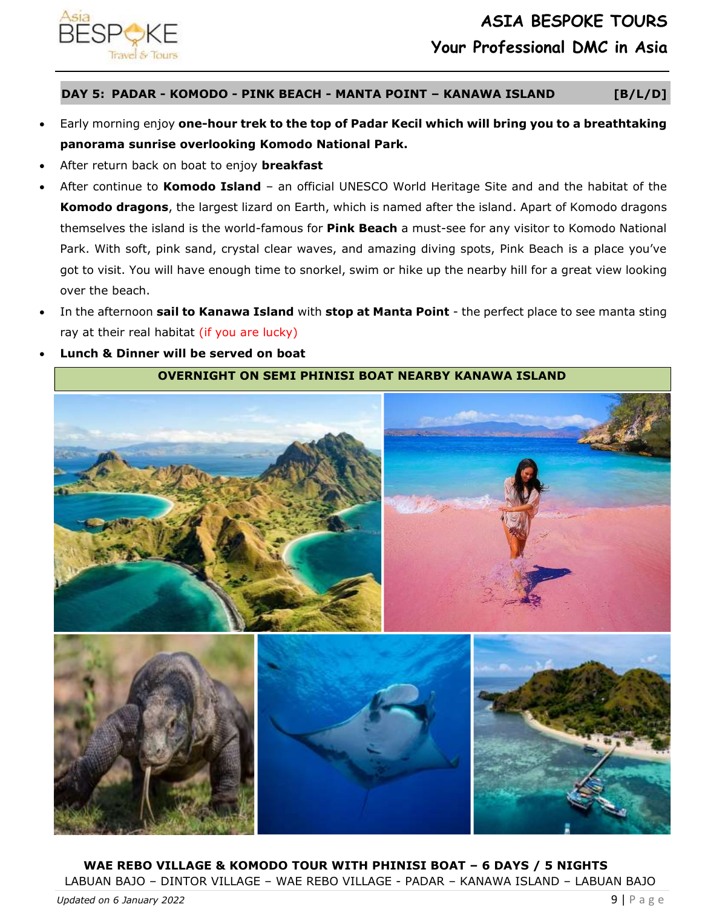## DAY 5: PADAR - KOMODO - PINK BEACH - MANTA POINT – KANAWA ISLAND [B/L/D]

- Early morning enjoy **one-hour trek to the top of Padar Kecil which will bring you to a breathtaking panorama sunrise overlooking Komodo National Park.**
- After return back on boat to enjoy **breakfast**
- After continue to **Komodo Island** – an official UNESCO World Heritage Site and and the habitat of the **Komodo dragons**, the largest lizard on Earth, which is named after the island. Apart of Komodo dragons themselves the island is the world-famous for **Pink Beach** a must-see for any visitor to Komodo National Park. With soft, pink sand, crystal clear waves, and amazing diving spots, Pink Beach is a place you've got to visit. You will have enough time to snorkel, swim or hike up the nearby hill for a great view looking over the beach.
- In the afternoon **sail to Kanawa Island** with **stop at Manta Point** - the perfect place to see manta sting ray at their real habitat (if you are lucky)
- **Lunch & Dinner will be served on boat**

**OVERNIGHT ON SEMI PHINISI BOAT NEARBY KANAWA ISLAND**

**WAE REBO VILLAGE & KOMODO TOUR WITH PHINISI BOAT – 6 DAYS / 5 NIGHTS**
LABUAN BAJO – DINTOR VILLAGE – WAE REBO VILLAGE - PADAR – KANAWA ISLAND – LABUAN BAJO

*Updated on 6 January 2022*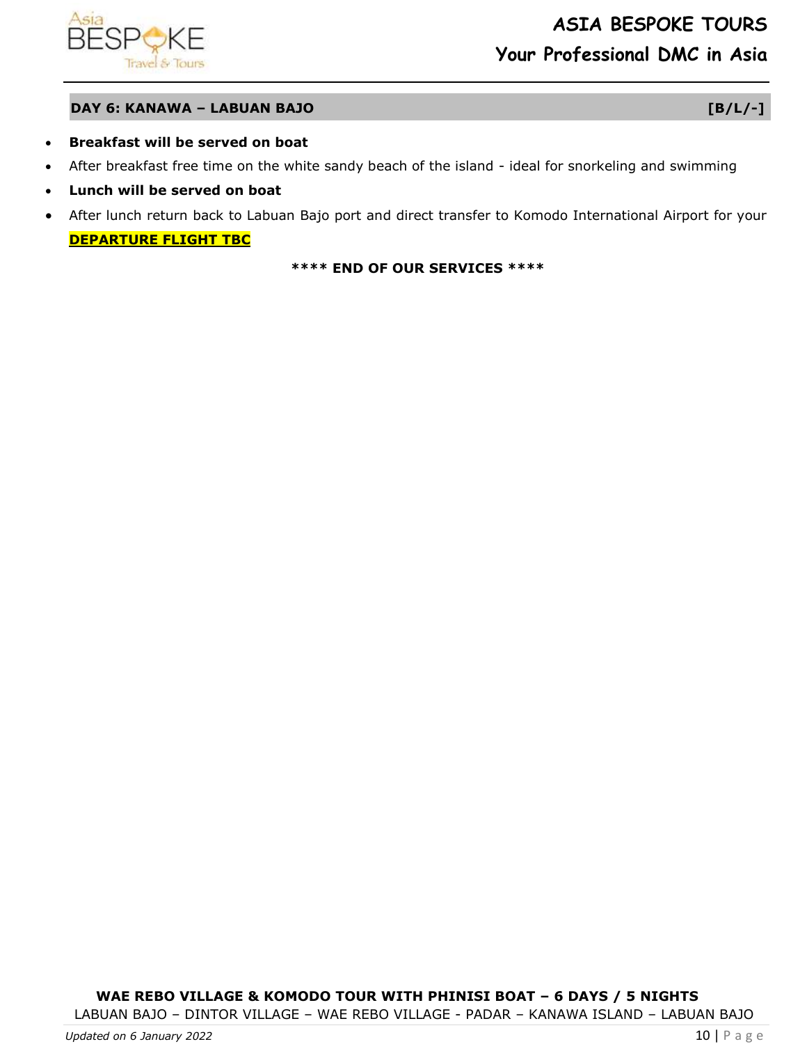## DAY 6: KANAWA – LABUAN BAJO [B/L/-]

- **Breakfast will be served on boat**
- After breakfast free time on the white sandy beach of the island - ideal for snorkeling and swimming
- **Lunch will be served on boat**
- After lunch return back to Labuan Bajo port and direct transfer to Komodo International Airport for your **DEPARTURE FLIGHT TBC**

**\*\*\*\* END OF OUR SERVICES \*\*\*\***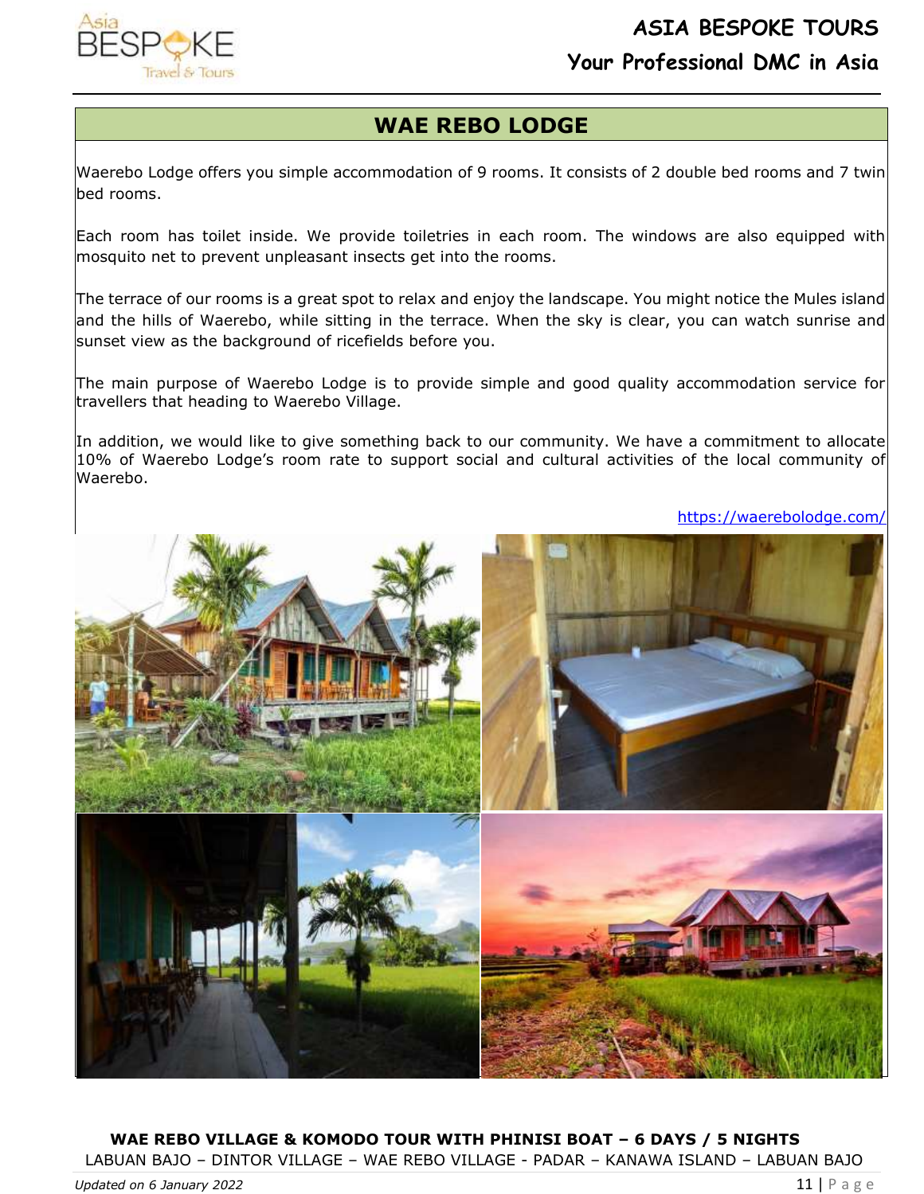## WAE REBO LODGE

Waerebo Lodge offers you simple accommodation of 9 rooms. It consists of 2 double bed rooms and 7 twin bed rooms.

Each room has toilet inside. We provide toiletries in each room. The windows are also equipped with mosquito net to prevent unpleasant insects get into the rooms.

The terrace of our rooms is a great spot to relax and enjoy the landscape. You might notice the Mules island and the hills of Waerebo, while sitting in the terrace. When the sky is clear, you can watch sunrise and sunset view as the background of ricefields before you.

The main purpose of Waerebo Lodge is to provide simple and good quality accommodation service for travellers that heading to Waerebo Village.

In addition, we would like to give something back to our community. We have a commitment to allocate 10% of Waerebo Lodge's room rate to support social and cultural activities of the local community of Waerebo.

https://waerebolodge.com/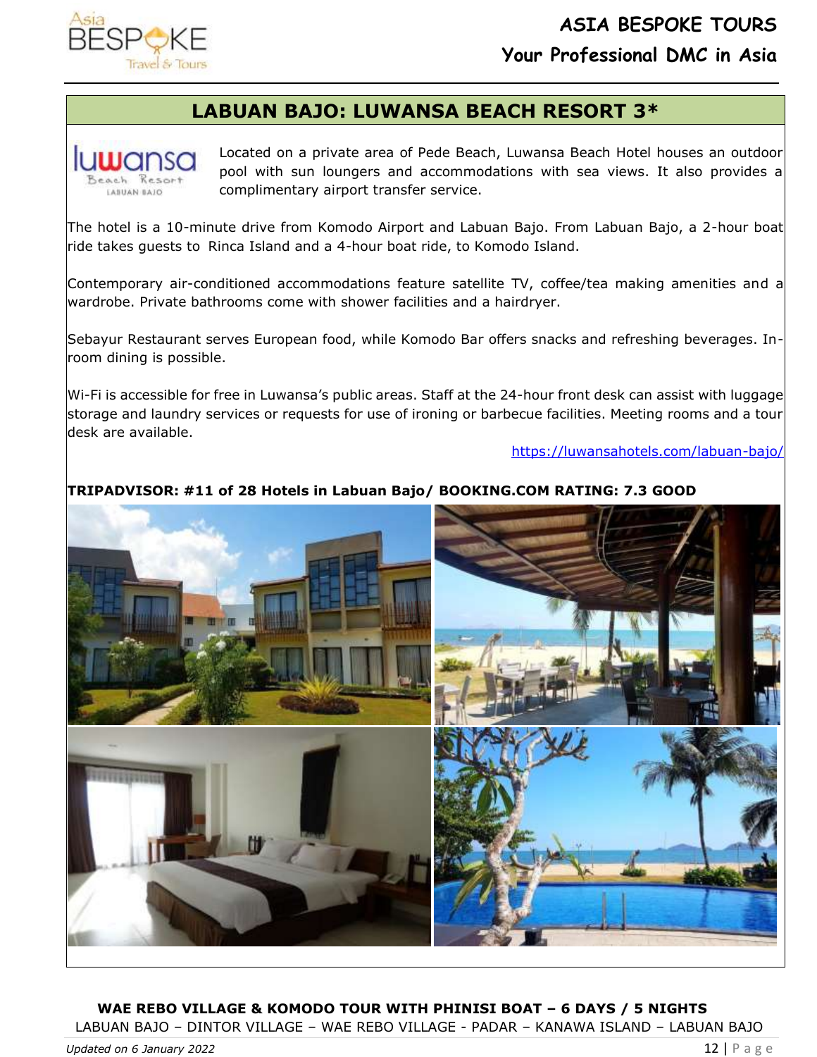## LABUAN BAJO: LUWANSA BEACH RESORT 3*

Located on a private area of Pede Beach, Luwansa Beach Hotel houses an outdoor pool with sun loungers and accommodations with sea views. It also provides a complimentary airport transfer service.

The hotel is a 10-minute drive from Komodo Airport and Labuan Bajo. From Labuan Bajo, a 2-hour boat ride takes guests to Rinca Island and a 4-hour boat ride, to Komodo Island.

Contemporary air-conditioned accommodations feature satellite TV, coffee/tea making amenities and a wardrobe. Private bathrooms come with shower facilities and a hairdryer.

Sebayur Restaurant serves European food, while Komodo Bar offers snacks and refreshing beverages. In-room dining is possible.

Wi-Fi is accessible for free in Luwansa's public areas. Staff at the 24-hour front desk can assist with luggage storage and laundry services or requests for use of ironing or barbecue facilities. Meeting rooms and a tour desk are available.

https://luwansahotels.com/labuan-bajo/

**TRIPADVISOR: #11 of 28 Hotels in Labuan Bajo/ BOOKING.COM RATING: 7.3 GOOD**

**WAE REBO VILLAGE & KOMODO TOUR WITH PHINISI BOAT – 6 DAYS / 5 NIGHTS**

LABUAN BAJO – DINTOR VILLAGE – WAE REBO VILLAGE - PADAR – KANAWA ISLAND – LABUAN BAJO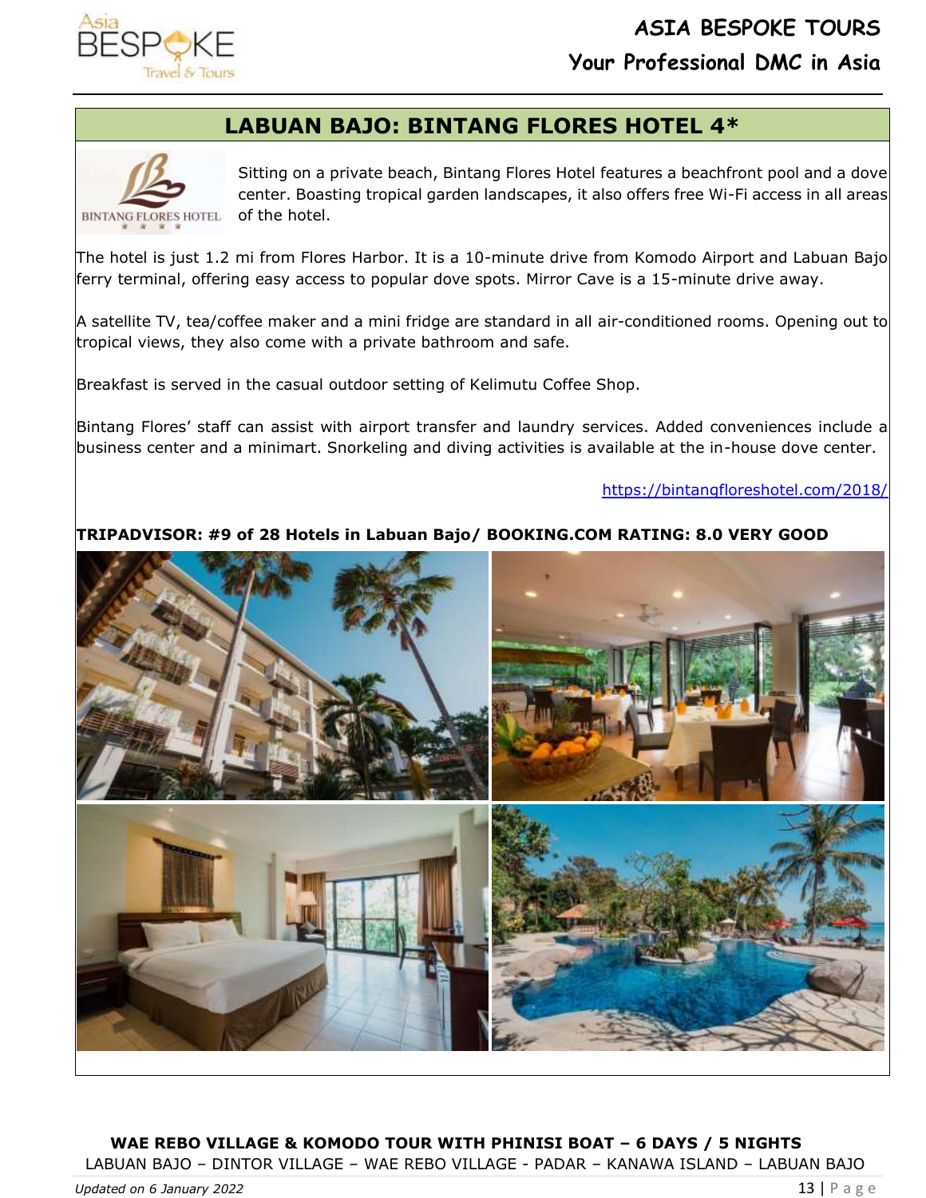## LABUAN BAJO: BINTANG FLORES HOTEL 4*

Sitting on a private beach, Bintang Flores Hotel features a beachfront pool and a dove center. Boasting tropical garden landscapes, it also offers free Wi-Fi access in all areas of the hotel.

The hotel is just 1.2 mi from Flores Harbor. It is a 10-minute drive from Komodo Airport and Labuan Bajo ferry terminal, offering easy access to popular dove spots. Mirror Cave is a 15-minute drive away.

A satellite TV, tea/coffee maker and a mini fridge are standard in all air-conditioned rooms. Opening out to tropical views, they also come with a private bathroom and safe.

Breakfast is served in the casual outdoor setting of Kelimutu Coffee Shop.

Bintang Flores' staff can assist with airport transfer and laundry services. Added conveniences include a business center and a minimart. Snorkeling and diving activities is available at the in-house dove center.

https://bintangfloreshotel.com/2018/

**TRIPADVISOR: #9 of 28 Hotels in Labuan Bajo/ BOOKING.COM RATING: 8.0 VERY GOOD**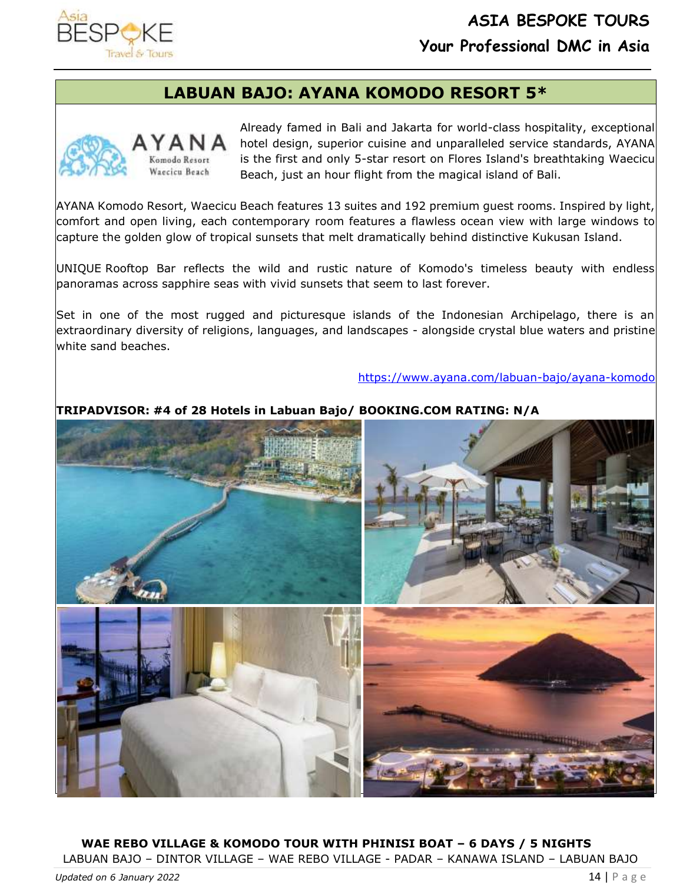## LABUAN BAJO: AYANA KOMODO RESORT 5*

AYANA
Komodo Resort
Waecicu Beach

Already famed in Bali and Jakarta for world-class hospitality, exceptional hotel design, superior cuisine and unparalleled service standards, AYANA is the first and only 5-star resort on Flores Island's breathtaking Waecicu Beach, just an hour flight from the magical island of Bali.

AYANA Komodo Resort, Waecicu Beach features 13 suites and 192 premium guest rooms. Inspired by light, comfort and open living, each contemporary room features a flawless ocean view with large windows to capture the golden glow of tropical sunsets that melt dramatically behind distinctive Kukusan Island.

UNIQUE Rooftop Bar reflects the wild and rustic nature of Komodo's timeless beauty with endless panoramas across sapphire seas with vivid sunsets that seem to last forever.

Set in one of the most rugged and picturesque islands of the Indonesian Archipelago, there is an extraordinary diversity of religions, languages, and landscapes - alongside crystal blue waters and pristine white sand beaches.

https://www.ayana.com/labuan-bajo/ayana-komodo

**TRIPADVISOR: #4 of 28 Hotels in Labuan Bajo/ BOOKING.COM RATING: N/A**

**WAE REBO VILLAGE & KOMODO TOUR WITH PHINISI BOAT – 6 DAYS / 5 NIGHTS**

LABUAN BAJO – DINTOR VILLAGE – WAE REBO VILLAGE - PADAR – KANAWA ISLAND – LABUAN BAJO

*Updated on 6 January 2022*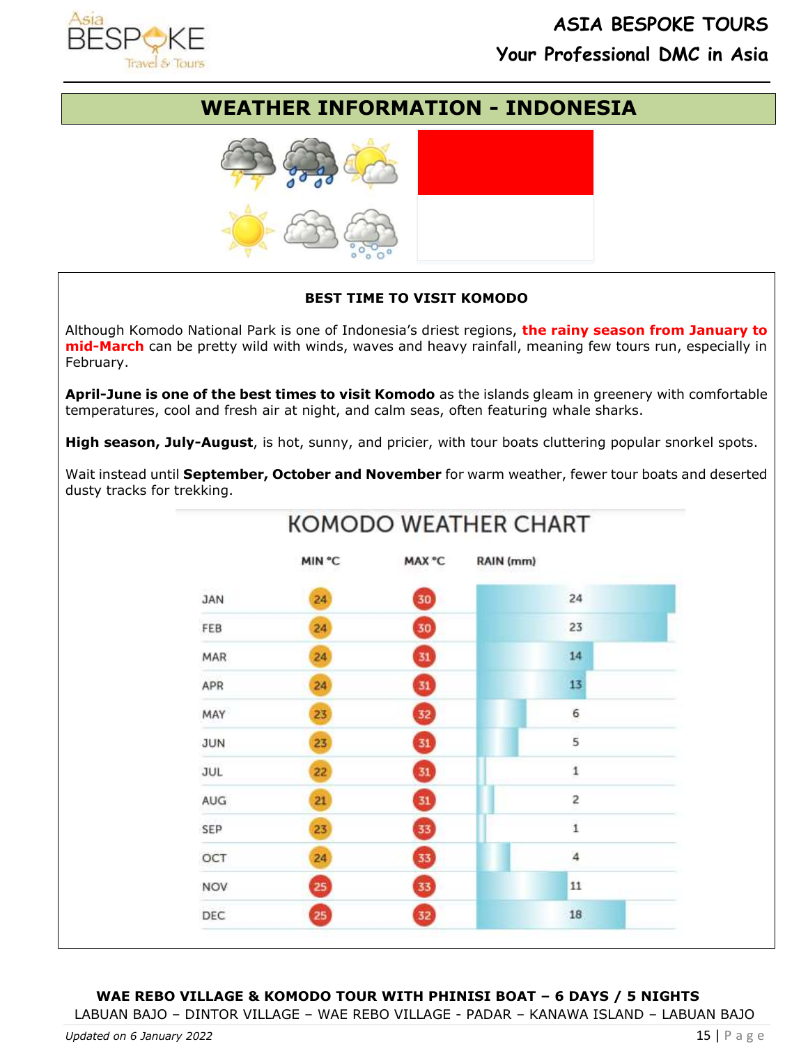# WEATHER INFORMATION - INDONESIA

### BEST TIME TO VISIT KOMODO

Although Komodo National Park is one of Indonesia's driest regions, **the rainy season from January to mid-March** can be pretty wild with winds, waves and heavy rainfall, meaning few tours run, especially in February.

**April-June is one of the best times to visit Komodo** as the islands gleam in greenery with comfortable temperatures, cool and fresh air at night, and calm seas, often featuring whale sharks.

**High season, July-August**, is hot, sunny, and pricier, with tour boats cluttering popular snorkel spots.

Wait instead until **September, October and November** for warm weather, fewer tour boats and deserted dusty tracks for trekking.

## KOMODO WEATHER CHART

| | MIN °C | MAX °C | RAIN (mm) |
|---|---|---|---|
| JAN | 24 | 30 | 24 |
| FEB | 24 | 30 | 23 |
| MAR | 24 | 31 | 14 |
| APR | 24 | 31 | 13 |
| MAY | 23 | 32 | 6 |
| JUN | 23 | 31 | 5 |
| JUL | 22 | 31 | 1 |
| AUG | 21 | 31 | 2 |
| SEP | 23 | 33 | 1 |
| OCT | 24 | 33 | 4 |
| NOV | 25 | 33 | 11 |
| DEC | 25 | 32 | 18 |